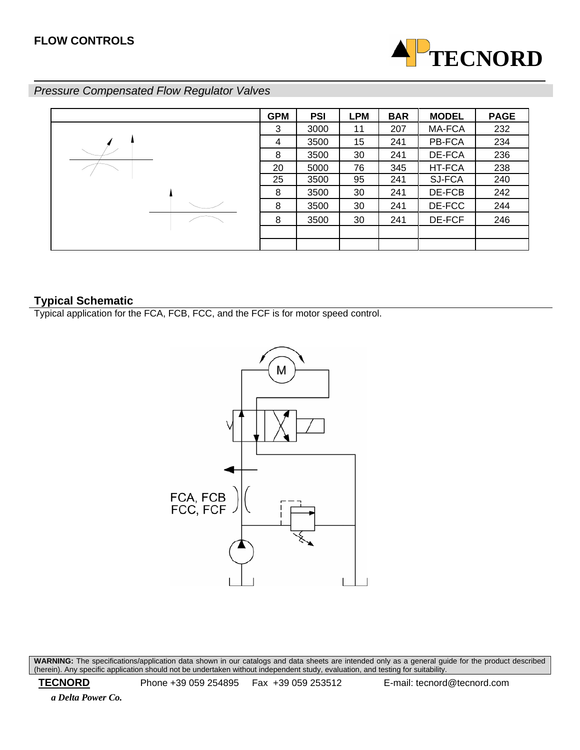## FLOW CONTROLS

*Pressure Compensated Flow Regulator Valves*

| | GPM | PSI | LPM | BAR | MODEL | PAGE |
|---|---|---|---|---|---|---|
| | 3 | 3000 | 11 | 207 | MA-FCA | 232 |
| | 4 | 3500 | 15 | 241 | PB-FCA | 234 |
| | 8 | 3500 | 30 | 241 | DE-FCA | 236 |
| | 20 | 5000 | 76 | 345 | HT-FCA | 238 |
| | 25 | 3500 | 95 | 241 | SJ-FCA | 240 |
| | 8 | 3500 | 30 | 241 | DE-FCB | 242 |
| | 8 | 3500 | 30 | 241 | DE-FCC | 244 |
| | 8 | 3500 | 30 | 241 | DE-FCF | 246 |
| | | | | | | |
| | | | | | | |

### Typical Schematic

Typical application for the FCA, FCB, FCC, and the FCF is for motor speed control.

M

FCA, FCB
FCC, FCF

**WARNING:** The specifications/application data shown in our catalogs and data sheets are intended only as a general guide for the product described (herein). Any specific application should not be undertaken without independent study, evaluation, and testing for suitability.

**TECNORD** Phone +39 059 254895 Fax +39 059 253512 E-mail: tecnord@tecnord.com

***a Delta Power Co.***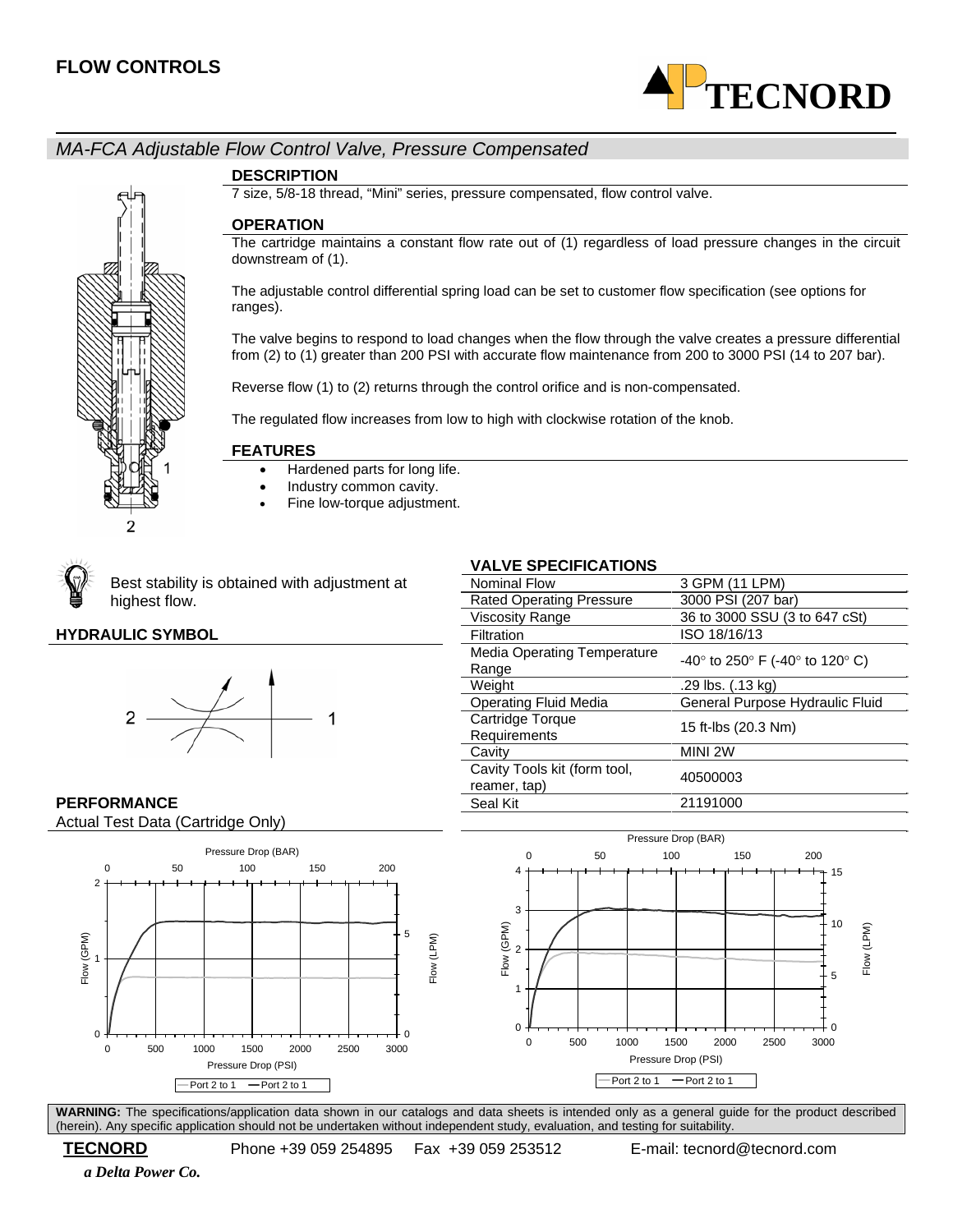## FLOW CONTROLS

## MA-FCA Adjustable Flow Control Valve, Pressure Compensated

### DESCRIPTION

7 size, 5/8-18 thread, "Mini" series, pressure compensated, flow control valve.

### OPERATION

The cartridge maintains a constant flow rate out of (1) regardless of load pressure changes in the circuit downstream of (1).

The adjustable control differential spring load can be set to customer flow specification (see options for ranges).

The valve begins to respond to load changes when the flow through the valve creates a pressure differential from (2) to (1) greater than 200 PSI with accurate flow maintenance from 200 to 3000 PSI (14 to 207 bar).

Reverse flow (1) to (2) returns through the control orifice and is non-compensated.

The regulated flow increases from low to high with clockwise rotation of the knob.

### FEATURES

- Hardened parts for long life.
- Industry common cavity.
- Fine low-torque adjustment.

Best stability is obtained with adjustment at highest flow.

### HYDRAULIC SYMBOL

### VALVE SPECIFICATIONS

| | |
|---|---|
| Nominal Flow | 3 GPM (11 LPM) |
| Rated Operating Pressure | 3000 PSI (207 bar) |
| Viscosity Range | 36 to 3000 SSU (3 to 647 cSt) |
| Filtration | ISO 18/16/13 |
| Media Operating Temperature Range | -40° to 250° F (-40° to 120° C) |
| Weight | .29 lbs. (.13 kg) |
| Operating Fluid Media | General Purpose Hydraulic Fluid |
| Cartridge Torque Requirements | 15 ft-lbs (20.3 Nm) |
| Cavity | MINI 2W |
| Cavity Tools kit (form tool, reamer, tap) | 40500003 |
| Seal Kit | 21191000 |

### PERFORMANCE

Actual Test Data (Cartridge Only)

**WARNING:** The specifications/application data shown in our catalogs and data sheets is intended only as a general guide for the product described (herein). Any specific application should not be undertaken without independent study, evaluation, and testing for suitability.

**TECNORD** Phone +39 059 254895 Fax +39 059 253512 E-mail: tecnord@tecnord.com

*a Delta Power Co.*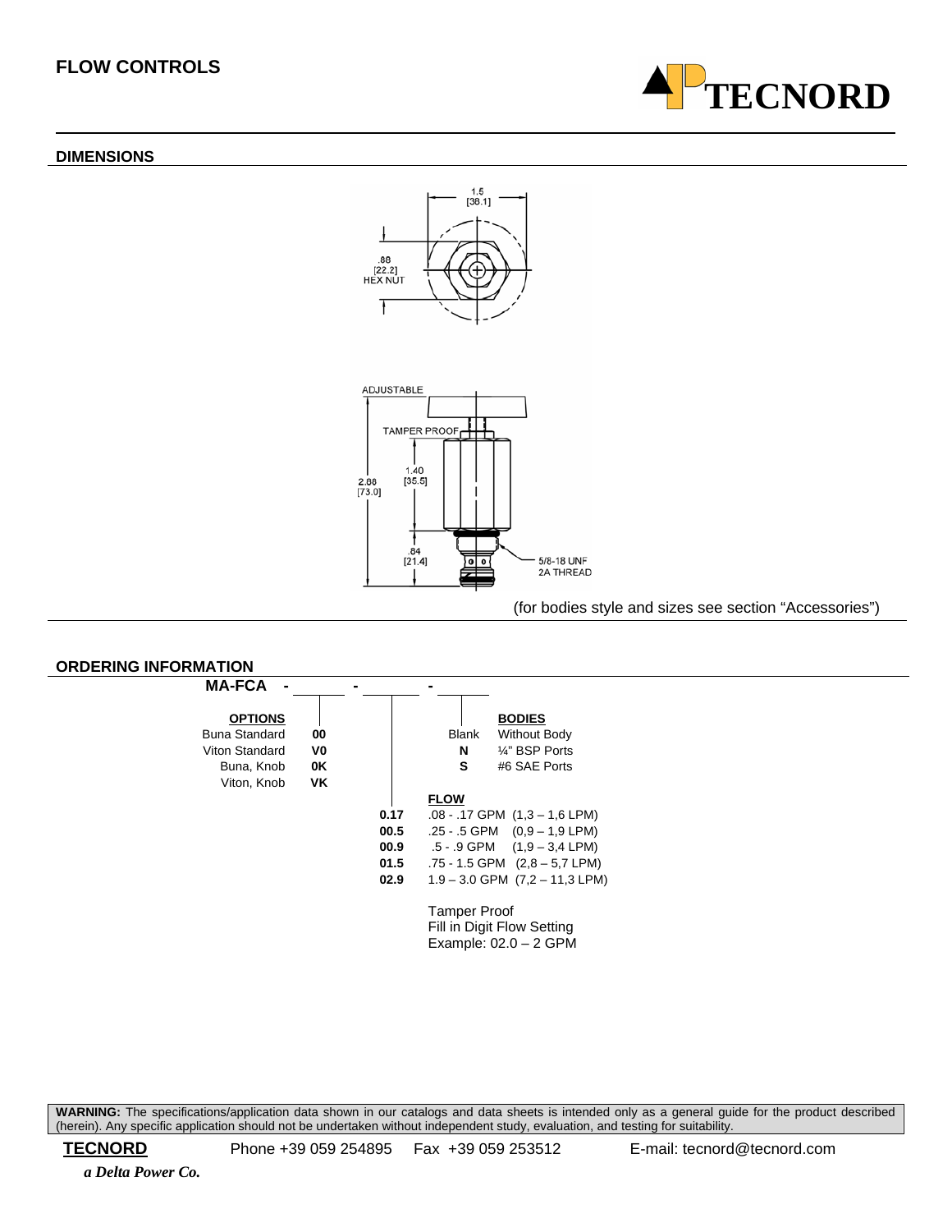## FLOW CONTROLS

### DIMENSIONS

1.5 [38.1]

.88 [22.2] HEX NUT

ADJUSTABLE

TAMPER PROOF

2.88 [73.0]

1.40 [35.5]

.84 [21.4]

5/8-18 UNF 2A THREAD

(for bodies style and sizes see section "Accessories")

### ORDERING INFORMATION

**MA-FCA - ______ - ______ - ______**

| OPTIONS | |
|---|---|
| Buna Standard | **00** |
| Viton Standard | **V0** |
| Buna, Knob | **0K** |
| Viton, Knob | **VK** |

| BODIES | |
|---|---|
| Blank | Without Body |
| **N** | ¼" BSP Ports |
| **S** | #6 SAE Ports |

| FLOW | |
|---|---|
| **0.17** | .08 - .17 GPM (1,3 – 1,6 LPM) |
| **00.5** | .25 - .5 GPM (0,9 – 1,9 LPM) |
| **00.9** | .5 - .9 GPM (1,9 – 3,4 LPM) |
| **01.5** | .75 - 1.5 GPM (2,8 – 5,7 LPM) |
| **02.9** | 1.9 – 3.0 GPM (7,2 – 11,3 LPM) |

Tamper Proof
Fill in Digit Flow Setting
Example: 02.0 – 2 GPM

**WARNING:** The specifications/application data shown in our catalogs and data sheets is intended only as a general guide for the product described (herein). Any specific application should not be undertaken without independent study, evaluation, and testing for suitability.

**TECNORD** Phone +39 059 254895 Fax +39 059 253512 E-mail: tecnord@tecnord.com

*a Delta Power Co.*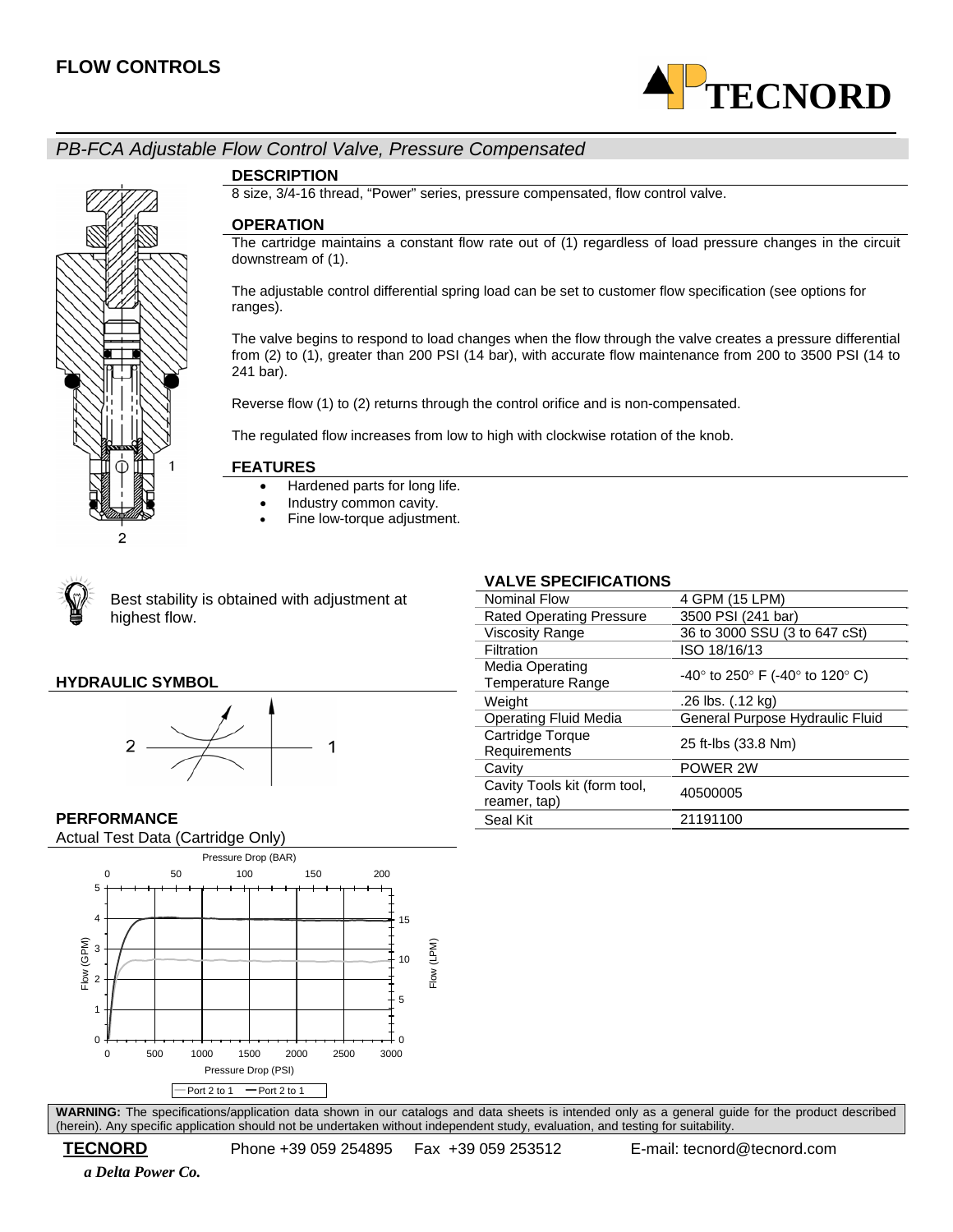## FLOW CONTROLS

# PB-FCA Adjustable Flow Control Valve, Pressure Compensated

### DESCRIPTION

8 size, 3/4-16 thread, "Power" series, pressure compensated, flow control valve.

### OPERATION

The cartridge maintains a constant flow rate out of (1) regardless of load pressure changes in the circuit downstream of (1).

The adjustable control differential spring load can be set to customer flow specification (see options for ranges).

The valve begins to respond to load changes when the flow through the valve creates a pressure differential from (2) to (1), greater than 200 PSI (14 bar), with accurate flow maintenance from 200 to 3500 PSI (14 to 241 bar).

Reverse flow (1) to (2) returns through the control orifice and is non-compensated.

The regulated flow increases from low to high with clockwise rotation of the knob.

### FEATURES

- Hardened parts for long life.
- Industry common cavity.
- Fine low-torque adjustment.

Best stability is obtained with adjustment at highest flow.

### HYDRAULIC SYMBOL

### VALVE SPECIFICATIONS

| | |
|---|---|
| Nominal Flow | 4 GPM (15 LPM) |
| Rated Operating Pressure | 3500 PSI (241 bar) |
| Viscosity Range | 36 to 3000 SSU (3 to 647 cSt) |
| Filtration | ISO 18/16/13 |
| Media Operating Temperature Range | -40° to 250° F (-40° to 120° C) |
| Weight | .26 lbs. (.12 kg) |
| Operating Fluid Media | General Purpose Hydraulic Fluid |
| Cartridge Torque Requirements | 25 ft-lbs (33.8 Nm) |
| Cavity | POWER 2W |
| Cavity Tools kit (form tool, reamer, tap) | 40500005 |
| Seal Kit | 21191100 |

### PERFORMANCE

Actual Test Data (Cartridge Only)

**WARNING:** The specifications/application data shown in our catalogs and data sheets is intended only as a general guide for the product described (herein). Any specific application should not be undertaken without independent study, evaluation, and testing for suitability.

**TECNORD** Phone +39 059 254895 Fax +39 059 253512 E-mail: tecnord@tecnord.com

*a Delta Power Co.*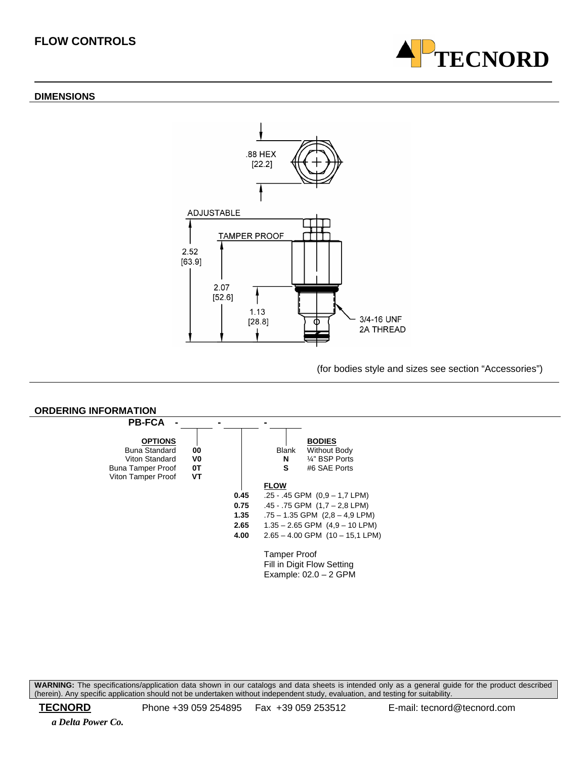## FLOW CONTROLS

TECNORD

### DIMENSIONS

.88 HEX
[22.2]

ADJUSTABLE

TAMPER PROOF

2.52
[63.9]

2.07
[52.6]

1.13
[28.8]

3/4-16 UNF
2A THREAD

(for bodies style and sizes see section "Accessories")

### ORDERING INFORMATION

**PB-FCA - ______ - ______ - ______**

**OPTIONS**

| Option | Code |
|---|---|
| Buna Standard | **00** |
| Viton Standard | **V0** |
| Buna Tamper Proof | **0T** |
| Viton Tamper Proof | **VT** |

**BODIES**

| Code | Body |
|---|---|
| Blank | Without Body |
| **N** | ¼" BSP Ports |
| **S** | #6 SAE Ports |

**FLOW**

| Code | Flow |
|---|---|
| **0.45** | .25 - .45 GPM (0,9 – 1,7 LPM) |
| **0.75** | .45 - .75 GPM (1,7 – 2,8 LPM) |
| **1.35** | .75 – 1.35 GPM (2,8 – 4,9 LPM) |
| **2.65** | 1.35 – 2.65 GPM (4,9 – 10 LPM) |
| **4.00** | 2.65 – 4.00 GPM (10 – 15,1 LPM) |

Tamper Proof
Fill in Digit Flow Setting
Example: 02.0 – 2 GPM

**WARNING:** The specifications/application data shown in our catalogs and data sheets is intended only as a general guide for the product described (herein). Any specific application should not be undertaken without independent study, evaluation, and testing for suitability.

**TECNORD** Phone +39 059 254895 Fax +39 059 253512 E-mail: tecnord@tecnord.com

*a Delta Power Co.*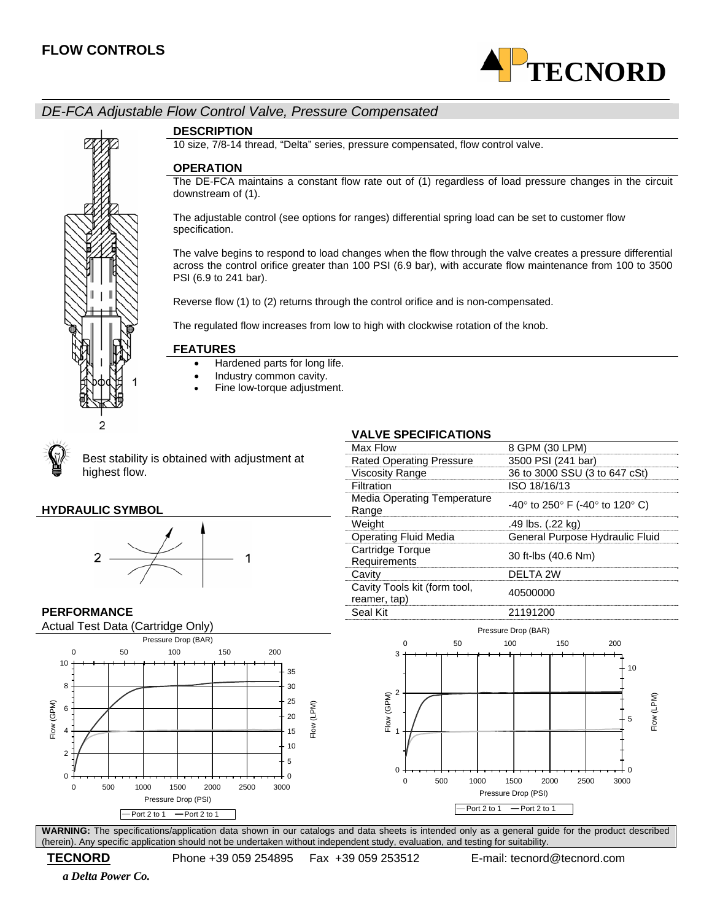## FLOW CONTROLS

# DE-FCA Adjustable Flow Control Valve, Pressure Compensated

### DESCRIPTION

10 size, 7/8-14 thread, "Delta" series, pressure compensated, flow control valve.

### OPERATION

The DE-FCA maintains a constant flow rate out of (1) regardless of load pressure changes in the circuit downstream of (1).

The adjustable control (see options for ranges) differential spring load can be set to customer flow specification.

The valve begins to respond to load changes when the flow through the valve creates a pressure differential across the control orifice greater than 100 PSI (6.9 bar), with accurate flow maintenance from 100 to 3500 PSI (6.9 to 241 bar).

Reverse flow (1) to (2) returns through the control orifice and is non-compensated.

The regulated flow increases from low to high with clockwise rotation of the knob.

### FEATURES

- Hardened parts for long life.
- Industry common cavity.
- Fine low-torque adjustment.

Best stability is obtained with adjustment at highest flow.

### HYDRAULIC SYMBOL

### VALVE SPECIFICATIONS

| | |
|---|---|
| Max Flow | 8 GPM (30 LPM) |
| Rated Operating Pressure | 3500 PSI (241 bar) |
| Viscosity Range | 36 to 3000 SSU (3 to 647 cSt) |
| Filtration | ISO 18/16/13 |
| Media Operating Temperature Range | -40° to 250° F (-40° to 120° C) |
| Weight | .49 lbs. (.22 kg) |
| Operating Fluid Media | General Purpose Hydraulic Fluid |
| Cartridge Torque Requirements | 30 ft-lbs (40.6 Nm) |
| Cavity | DELTA 2W |
| Cavity Tools kit (form tool, reamer, tap) | 40500000 |
| Seal Kit | 21191200 |

### PERFORMANCE

Actual Test Data (Cartridge Only)

**WARNING:** The specifications/application data shown in our catalogs and data sheets is intended only as a general guide for the product described (herein). Any specific application should not be undertaken without independent study, evaluation, and testing for suitability.

**TECNORD** Phone +39 059 254895 Fax +39 059 253512 E-mail: tecnord@tecnord.com

*a Delta Power Co.*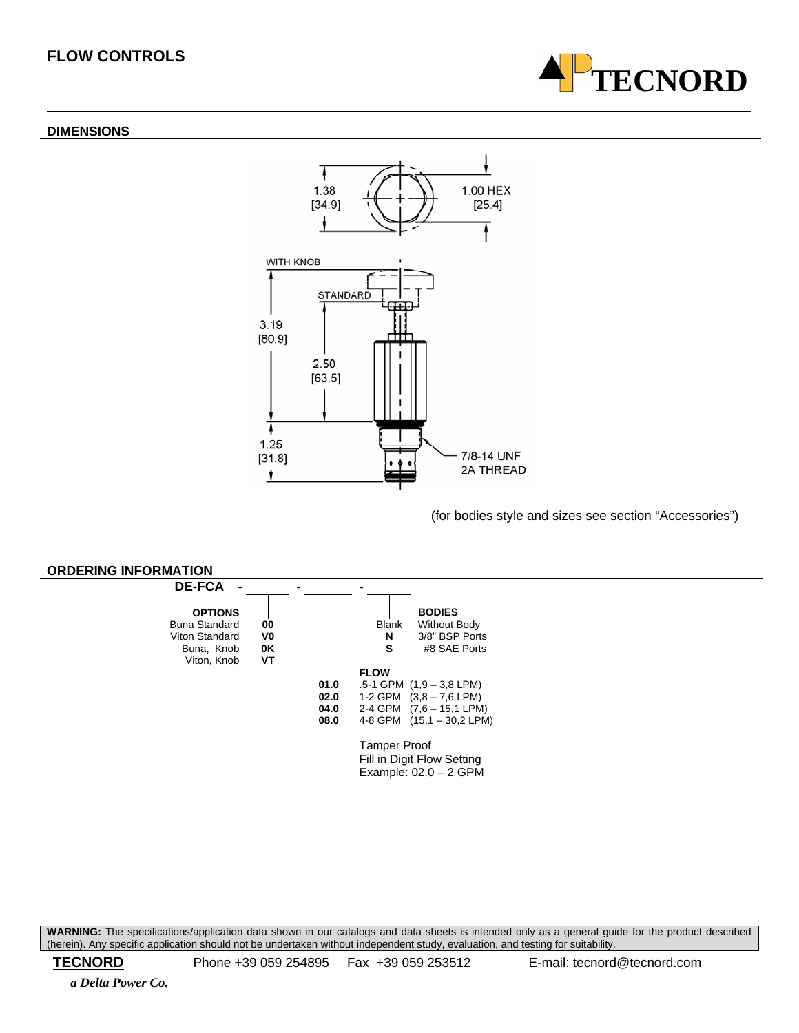## FLOW CONTROLS

TECNORD

### DIMENSIONS

1.38 [34.9]

1.00 HEX [25.4]

WITH KNOB

STANDARD

3.19 [80.9]

2.50 [63.5]

1.25 [31.8]

7/8-14 UNF 2A THREAD

(for bodies style and sizes see section "Accessories")

### ORDERING INFORMATION

**DE-FCA** - ______ - ______ - ______

**OPTIONS**

| Option | Code |
|---|---|
| Buna Standard | **00** |
| Viton Standard | **V0** |
| Buna, Knob | **0K** |
| Viton, Knob | **VT** |

**BODIES**

| Code | Body |
|---|---|
| Blank | Without Body |
| **N** | 3/8" BSP Ports |
| **S** | #8 SAE Ports |

**FLOW**

| Code | Flow |
|---|---|
| **01.0** | .5-1 GPM (1,9 – 3,8 LPM) |
| **02.0** | 1-2 GPM (3,8 – 7,6 LPM) |
| **04.0** | 2-4 GPM (7,6 – 15,1 LPM) |
| **08.0** | 4-8 GPM (15,1 – 30,2 LPM) |

Tamper Proof
Fill in Digit Flow Setting
Example: 02.0 – 2 GPM

**WARNING:** The specifications/application data shown in our catalogs and data sheets is intended only as a general guide for the product described (herein). Any specific application should not be undertaken without independent study, evaluation, and testing for suitability.

**TECNORD** Phone +39 059 254895 Fax +39 059 253512 E-mail: tecnord@tecnord.com

*a Delta Power Co.*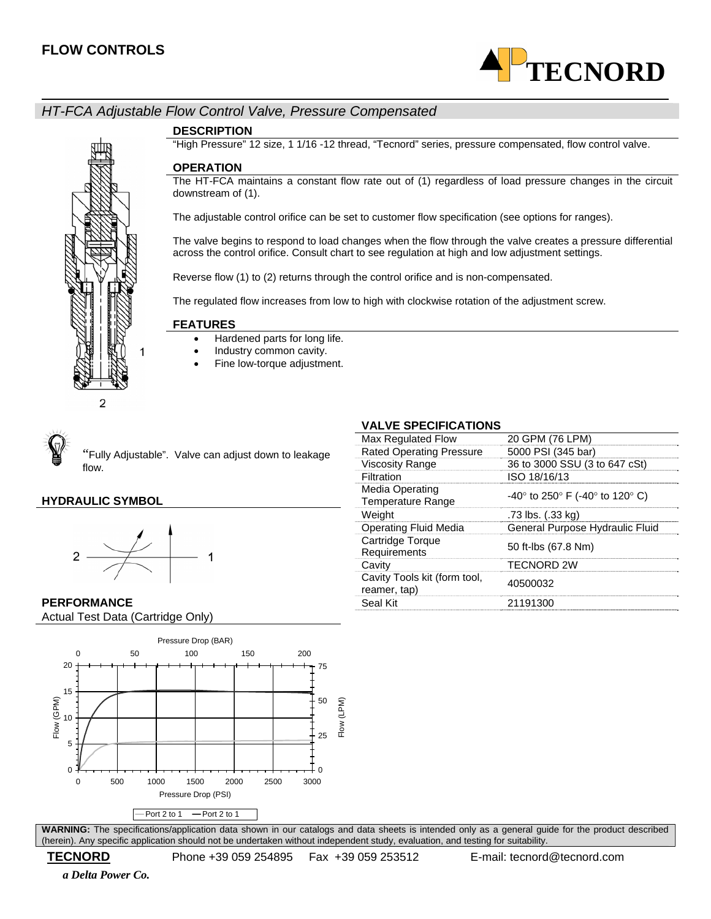## FLOW CONTROLS

# HT-FCA Adjustable Flow Control Valve, Pressure Compensated

### DESCRIPTION

"High Pressure" 12 size, 1 1/16 -12 thread, "Tecnord" series, pressure compensated, flow control valve.

### OPERATION

The HT-FCA maintains a constant flow rate out of (1) regardless of load pressure changes in the circuit downstream of (1).

The adjustable control orifice can be set to customer flow specification (see options for ranges).

The valve begins to respond to load changes when the flow through the valve creates a pressure differential across the control orifice. Consult chart to see regulation at high and low adjustment settings.

Reverse flow (1) to (2) returns through the control orifice and is non-compensated.

The regulated flow increases from low to high with clockwise rotation of the adjustment screw.

### FEATURES

- Hardened parts for long life.
- Industry common cavity.
- Fine low-torque adjustment.

"Fully Adjustable". Valve can adjust down to leakage flow.

### HYDRAULIC SYMBOL

### VALVE SPECIFICATIONS

| | |
|---|---|
| Max Regulated Flow | 20 GPM (76 LPM) |
| Rated Operating Pressure | 5000 PSI (345 bar) |
| Viscosity Range | 36 to 3000 SSU (3 to 647 cSt) |
| Filtration | ISO 18/16/13 |
| Media Operating Temperature Range | -40° to 250° F (-40° to 120° C) |
| Weight | .73 lbs. (.33 kg) |
| Operating Fluid Media | General Purpose Hydraulic Fluid |
| Cartridge Torque Requirements | 50 ft-lbs (67.8 Nm) |
| Cavity | TECNORD 2W |
| Cavity Tools kit (form tool, reamer, tap) | 40500032 |
| Seal Kit | 21191300 |

### PERFORMANCE

Actual Test Data (Cartridge Only)

**WARNING:** The specifications/application data shown in our catalogs and data sheets is intended only as a general guide for the product described (herein). Any specific application should not be undertaken without independent study, evaluation, and testing for suitability.

**TECNORD** Phone +39 059 254895 Fax +39 059 253512 E-mail: tecnord@tecnord.com

*a Delta Power Co.*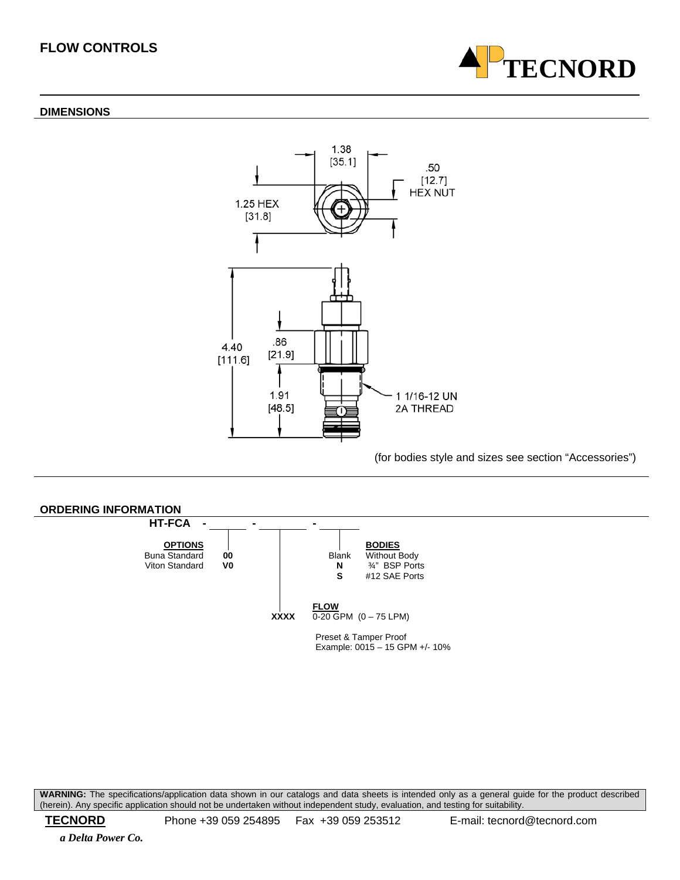## FLOW CONTROLS

### DIMENSIONS

1.38 [35.1]

.50 [12.7] HEX NUT

1.25 HEX [31.8]

4.40 [111.6]

.86 [21.9]

1.91 [48.5]

1 1/16-12 UN 2A THREAD

(for bodies style and sizes see section "Accessories")

### ORDERING INFORMATION

**HT-FCA** - ______ - ______ - ______

**OPTIONS**

| | |
|---|---|
| Buna Standard | **00** |
| Viton Standard | **V0** |

**BODIES**

| | |
|---|---|
| Blank | Without Body |
| **N** | ¾" BSP Ports |
| **S** | #12 SAE Ports |

**FLOW**

**XXXX** 0-20 GPM (0 – 75 LPM)

Preset & Tamper Proof
Example: 0015 – 15 GPM +/- 10%

**WARNING:** The specifications/application data shown in our catalogs and data sheets is intended only as a general guide for the product described (herein). Any specific application should not be undertaken without independent study, evaluation, and testing for suitability.

**TECNORD** Phone +39 059 254895 Fax +39 059 253512 E-mail: tecnord@tecnord.com

*a Delta Power Co.*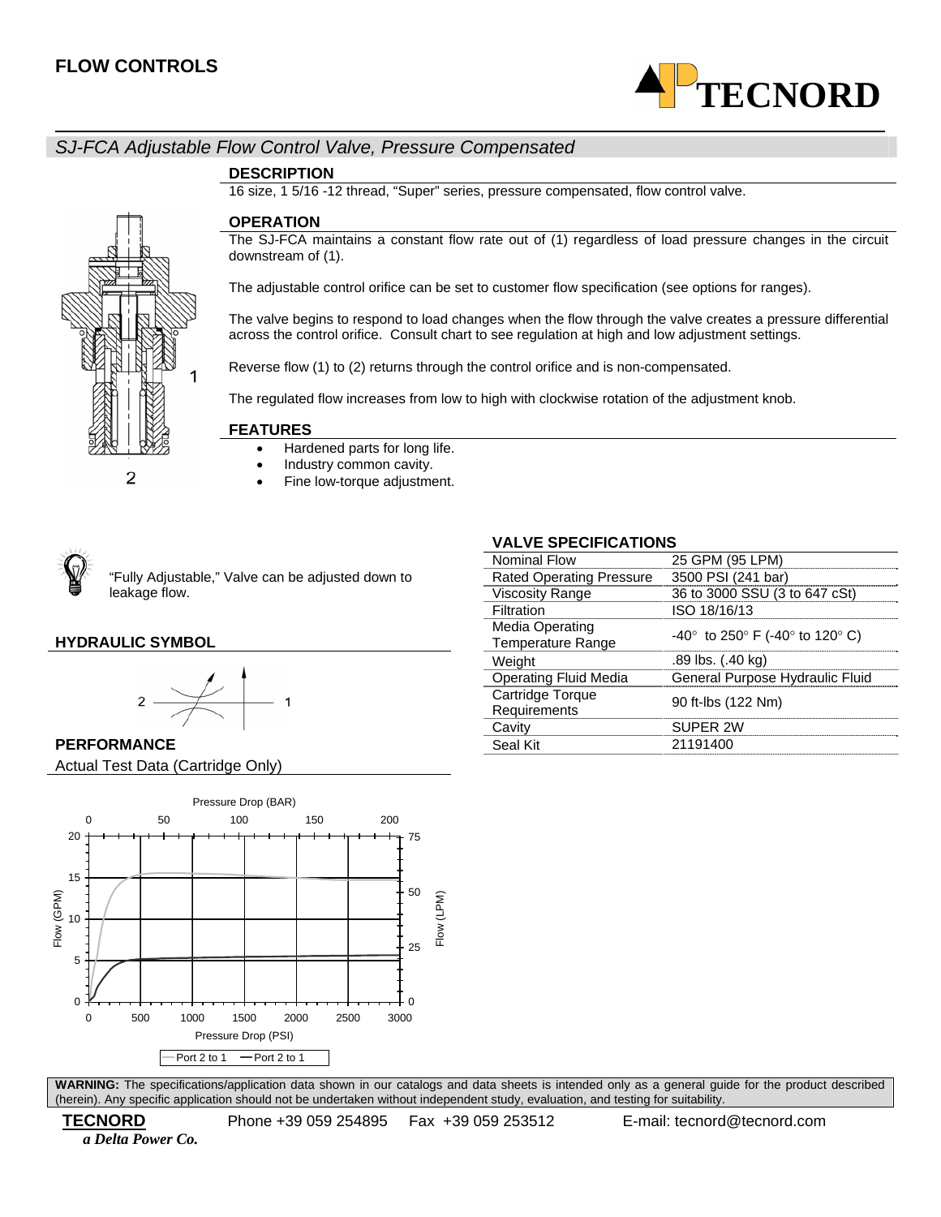## FLOW CONTROLS

TECNORD

### SJ-FCA Adjustable Flow Control Valve, Pressure Compensated

#### DESCRIPTION

16 size, 1 5/16 -12 thread, “Super” series, pressure compensated, flow control valve.

#### OPERATION

The SJ-FCA maintains a constant flow rate out of (1) regardless of load pressure changes in the circuit downstream of (1).

The adjustable control orifice can be set to customer flow specification (see options for ranges).

The valve begins to respond to load changes when the flow through the valve creates a pressure differential across the control orifice. Consult chart to see regulation at high and low adjustment settings.

Reverse flow (1) to (2) returns through the control orifice and is non-compensated.

The regulated flow increases from low to high with clockwise rotation of the adjustment knob.

#### FEATURES

- Hardened parts for long life.
- Industry common cavity.
- Fine low-torque adjustment.

“Fully Adjustable,” Valve can be adjusted down to leakage flow.

#### HYDRAULIC SYMBOL

#### VALVE SPECIFICATIONS

| | |
|---|---|
| Nominal Flow | 25 GPM (95 LPM) |
| Rated Operating Pressure | 3500 PSI (241 bar) |
| Viscosity Range | 36 to 3000 SSU (3 to 647 cSt) |
| Filtration | ISO 18/16/13 |
| Media Operating Temperature Range | -40° to 250° F (-40° to 120° C) |
| Weight | .89 lbs. (.40 kg) |
| Operating Fluid Media | General Purpose Hydraulic Fluid |
| Cartridge Torque Requirements | 90 ft-lbs (122 Nm) |
| Cavity | SUPER 2W |
| Seal Kit | 21191400 |

#### PERFORMANCE

Actual Test Data (Cartridge Only)

**WARNING:** The specifications/application data shown in our catalogs and data sheets is intended only as a general guide for the product described (herein). Any specific application should not be undertaken without independent study, evaluation, and testing for suitability.

**TECNORD** *a Delta Power Co.* Phone +39 059 254895 Fax +39 059 253512 E-mail: tecnord@tecnord.com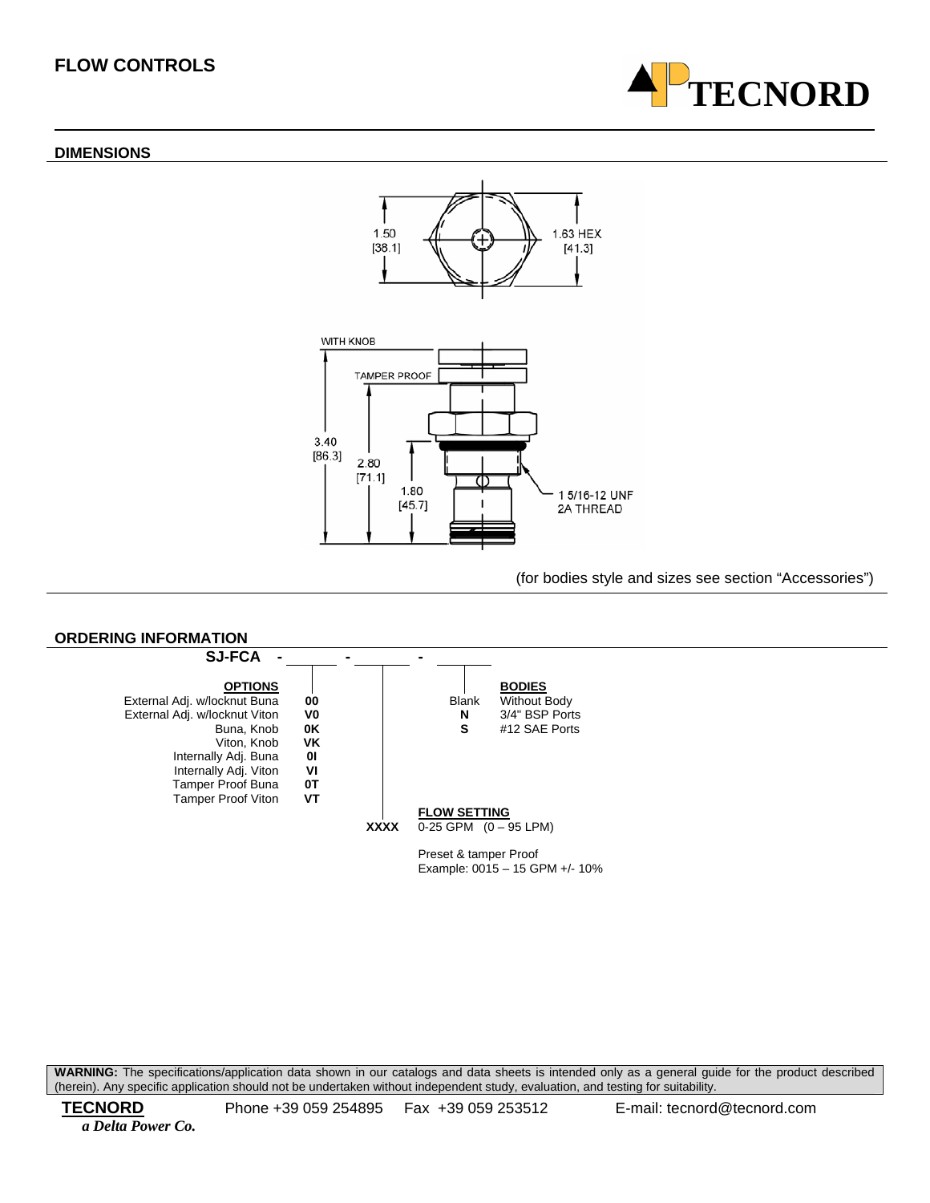## FLOW CONTROLS

### DIMENSIONS

1.50 [38.1]

1.63 HEX [41.3]

WITH KNOB

TAMPER PROOF

3.40 [86.3]

2.80 [71.1]

1.80 [45.7]

1 5/16-12 UNF 2A THREAD

(for bodies style and sizes see section "Accessories")

### ORDERING INFORMATION

**SJ-FCA - ______ - ______ - ______**

| **OPTIONS** | |
|---|---|
| External Adj. w/locknut Buna | **00** |
| External Adj. w/locknut Viton | **V0** |
| Buna, Knob | **0K** |
| Viton, Knob | **VK** |
| Internally Adj. Buna | **0I** |
| Internally Adj. Viton | **VI** |
| Tamper Proof Buna | **0T** |
| Tamper Proof Viton | **VT** |

| | **FLOW SETTING** |
|---|---|
| **XXXX** | 0-25 GPM (0 – 95 LPM) |
| | Preset & tamper Proof<br>Example: 0015 – 15 GPM +/- 10% |

| | **BODIES** |
|---|---|
| Blank | Without Body |
| **N** | 3/4" BSP Ports |
| **S** | #12 SAE Ports |

**WARNING:** The specifications/application data shown in our catalogs and data sheets is intended only as a general guide for the product described (herein). Any specific application should not be undertaken without independent study, evaluation, and testing for suitability.

**TECNORD** Phone +39 059 254895 Fax +39 059 253512 E-mail: tecnord@tecnord.com

*a Delta Power Co.*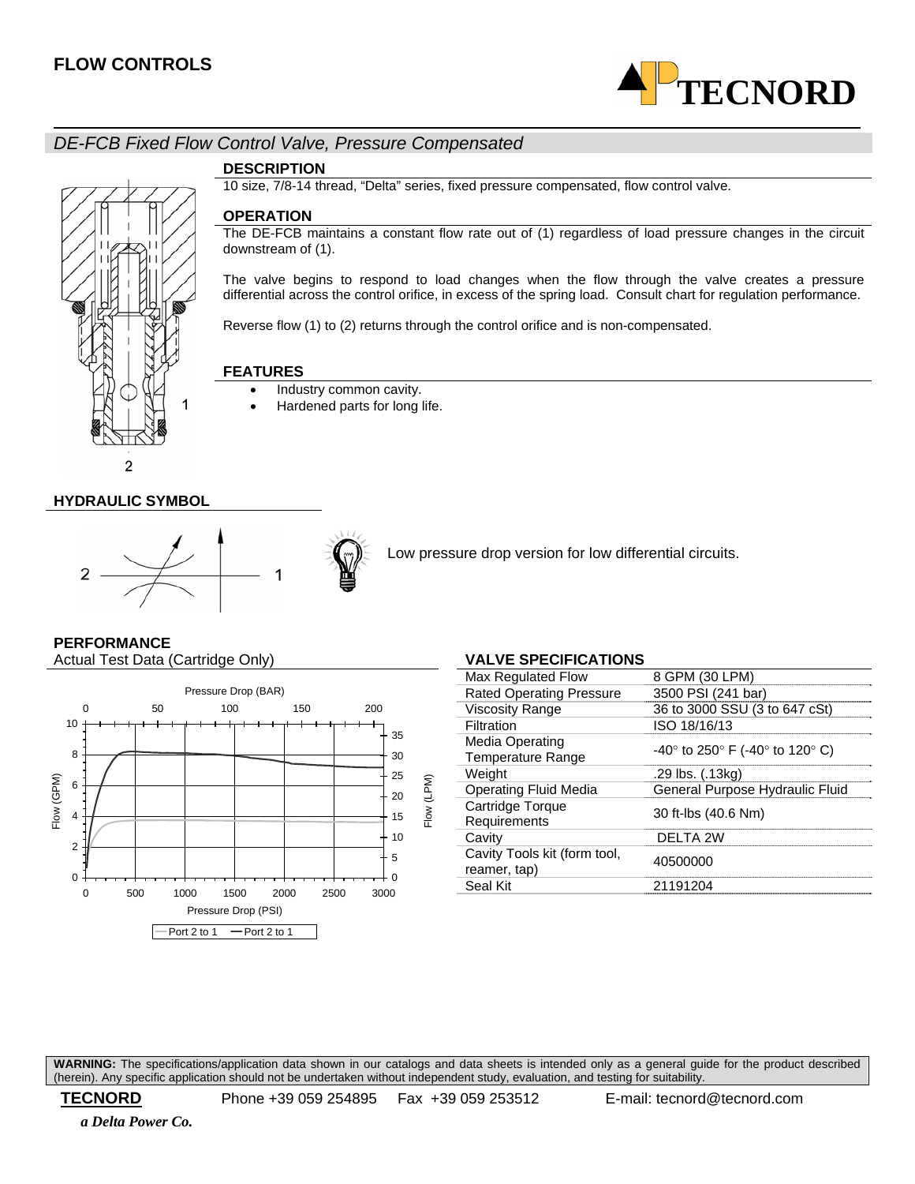# FLOW CONTROLS

## DE-FCB Fixed Flow Control Valve, Pressure Compensated

### DESCRIPTION

10 size, 7/8-14 thread, "Delta" series, fixed pressure compensated, flow control valve.

### OPERATION

The DE-FCB maintains a constant flow rate out of (1) regardless of load pressure changes in the circuit downstream of (1).

The valve begins to respond to load changes when the flow through the valve creates a pressure differential across the control orifice, in excess of the spring load. Consult chart for regulation performance.

Reverse flow (1) to (2) returns through the control orifice and is non-compensated.

### FEATURES

- Industry common cavity.
- Hardened parts for long life.

### HYDRAULIC SYMBOL

Low pressure drop version for low differential circuits.

### PERFORMANCE

Actual Test Data (Cartridge Only)

### VALVE SPECIFICATIONS

| | |
|---|---|
| Max Regulated Flow | 8 GPM (30 LPM) |
| Rated Operating Pressure | 3500 PSI (241 bar) |
| Viscosity Range | 36 to 3000 SSU (3 to 647 cSt) |
| Filtration | ISO 18/16/13 |
| Media Operating Temperature Range | -40° to 250° F (-40° to 120° C) |
| Weight | .29 lbs. (.13kg) |
| Operating Fluid Media | General Purpose Hydraulic Fluid |
| Cartridge Torque Requirements | 30 ft-lbs (40.6 Nm) |
| Cavity | DELTA 2W |
| Cavity Tools kit (form tool, reamer, tap) | 40500000 |
| Seal Kit | 21191204 |

**WARNING:** The specifications/application data shown in our catalogs and data sheets is intended only as a general guide for the product described (herein). Any specific application should not be undertaken without independent study, evaluation, and testing for suitability.

**TECNORD** Phone +39 059 254895 Fax +39 059 253512 E-mail: tecnord@tecnord.com

*a Delta Power Co.*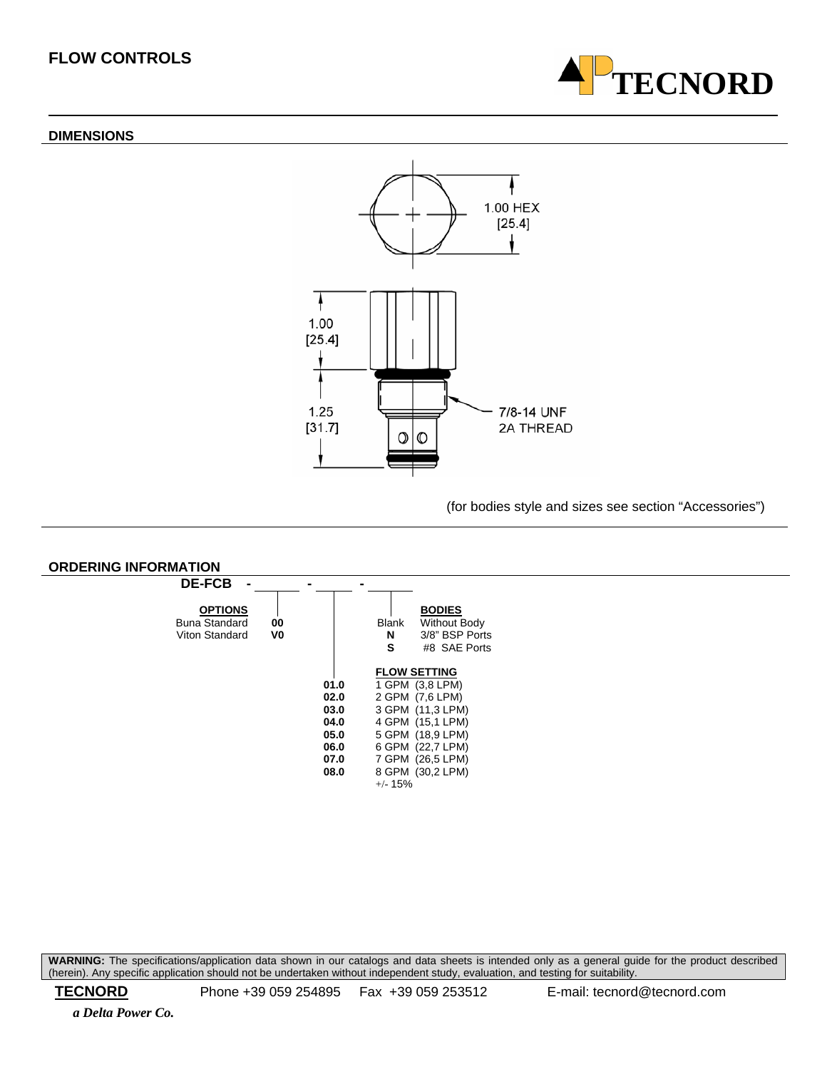## FLOW CONTROLS

TECNORD

### DIMENSIONS

1.00 HEX
[25.4]

1.00
[25.4]

1.25
[31.7]

7/8-14 UNF
2A THREAD

(for bodies style and sizes see section "Accessories")

### ORDERING INFORMATION

**DE-FCB** - ______ - ______ - ______

**OPTIONS**

| | |
|---|---|
| Buna Standard | **00** |
| Viton Standard | **V0** |

**BODIES**

| | |
|---|---|
| Blank | Without Body |
| **N** | 3/8" BSP Ports |
| **S** | #8 SAE Ports |

**FLOW SETTING**

| | |
|---|---|
| **01.0** | 1 GPM (3,8 LPM) |
| **02.0** | 2 GPM (7,6 LPM) |
| **03.0** | 3 GPM (11,3 LPM) |
| **04.0** | 4 GPM (15,1 LPM) |
| **05.0** | 5 GPM (18,9 LPM) |
| **06.0** | 6 GPM (22,7 LPM) |
| **07.0** | 7 GPM (26,5 LPM) |
| **08.0** | 8 GPM (30,2 LPM) |

+/- 15%

**WARNING:** The specifications/application data shown in our catalogs and data sheets is intended only as a general guide for the product described (herein). Any specific application should not be undertaken without independent study, evaluation, and testing for suitability.

**TECNORD** Phone +39 059 254895 Fax +39 059 253512 E-mail: tecnord@tecnord.com

*a Delta Power Co.*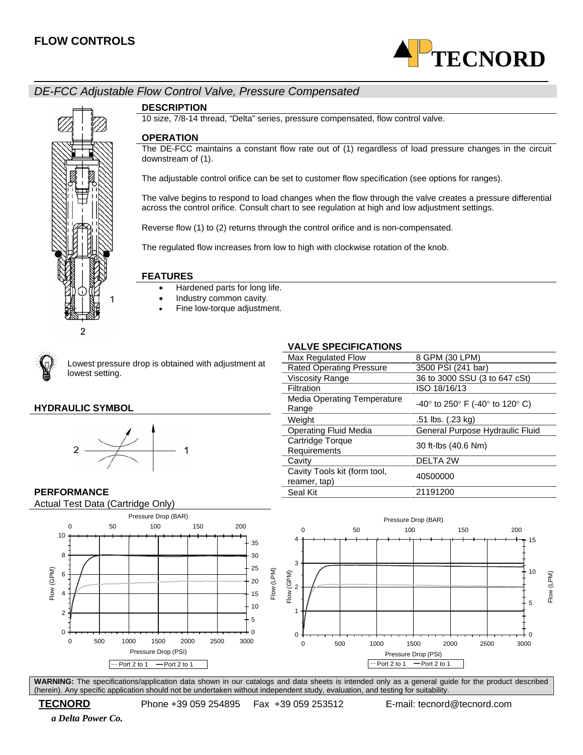## FLOW CONTROLS

**TECNORD**

### *DE-FCC Adjustable Flow Control Valve, Pressure Compensated*

#### DESCRIPTION

10 size, 7/8-14 thread, "Delta" series, pressure compensated, flow control valve.

#### OPERATION

The DE-FCC maintains a constant flow rate out of (1) regardless of load pressure changes in the circuit downstream of (1).

The adjustable control orifice can be set to customer flow specification (see options for ranges).

The valve begins to respond to load changes when the flow through the valve creates a pressure differential across the control orifice. Consult chart to see regulation at high and low adjustment settings.

Reverse flow (1) to (2) returns through the control orifice and is non-compensated.

The regulated flow increases from low to high with clockwise rotation of the knob.

#### FEATURES

- Hardened parts for long life.
- Industry common cavity.
- Fine low-torque adjustment.

Lowest pressure drop is obtained with adjustment at lowest setting.

#### VALVE SPECIFICATIONS

| | |
|---|---|
| Max Regulated Flow | 8 GPM (30 LPM) |
| Rated Operating Pressure | 3500 PSI (241 bar) |
| Viscosity Range | 36 to 3000 SSU (3 to 647 cSt) |
| Filtration | ISO 18/16/13 |
| Media Operating Temperature Range | -40° to 250° F (-40° to 120° C) |
| Weight | .51 lbs. (.23 kg) |
| Operating Fluid Media | General Purpose Hydraulic Fluid |
| Cartridge Torque Requirements | 30 ft-lbs (40.6 Nm) |
| Cavity | DELTA 2W |
| Cavity Tools kit (form tool, reamer, tap) | 40500000 |
| Seal Kit | 21191200 |

#### HYDRAULIC SYMBOL

#### PERFORMANCE

Actual Test Data (Cartridge Only)

**WARNING:** The specifications/application data shown in our catalogs and data sheets is intended only as a general guide for the product described (herein). Any specific application should not be undertaken without independent study, evaluation, and testing for suitability.

**TECNORD** Phone +39 059 254895 Fax +39 059 253512 E-mail: tecnord@tecnord.com

*a Delta Power Co.*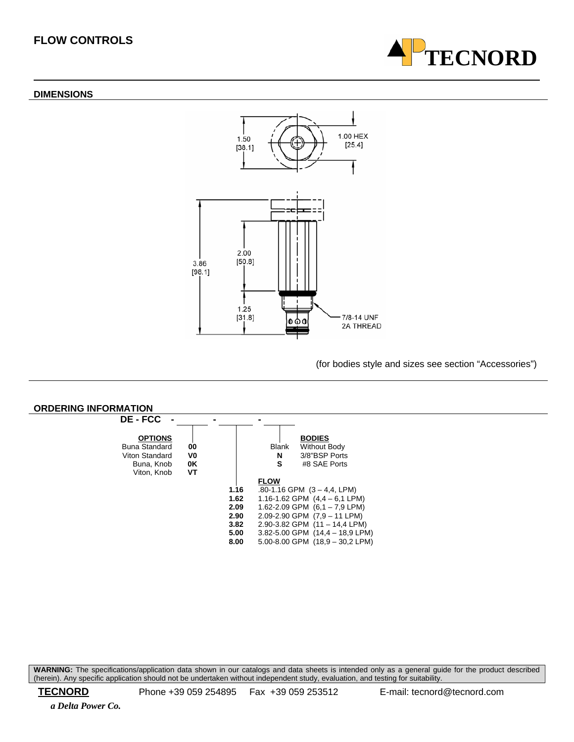## FLOW CONTROLS

TECNORD

### DIMENSIONS

1.50 [38.1]

1.00 HEX [25.4]

3.86 [98.1]

2.00 [50.8]

1.25 [31.8]

7/8-14 UNF 2A THREAD

(for bodies style and sizes see section "Accessories")

### ORDERING INFORMATION

**DE - FCC - ______ - ______ - ______**

**OPTIONS**

| Option | Code |
|---|---|
| Buna Standard | **00** |
| Viton Standard | **V0** |
| Buna, Knob | **0K** |
| Viton, Knob | **VT** |

**BODIES**

| Code | Body |
|---|---|
| Blank | Without Body |
| **N** | 3/8"BSP Ports |
| **S** | #8 SAE Ports |

**FLOW**

| Code | Flow |
|---|---|
| **1.16** | .80-1.16 GPM (3 – 4,4, LPM) |
| **1.62** | 1.16-1.62 GPM (4,4 – 6,1 LPM) |
| **2.09** | 1.62-2.09 GPM (6,1 – 7,9 LPM) |
| **2.90** | 2.09-2.90 GPM (7,9 – 11 LPM) |
| **3.82** | 2.90-3.82 GPM (11 – 14,4 LPM) |
| **5.00** | 3.82-5.00 GPM (14,4 – 18,9 LPM) |
| **8.00** | 5.00-8.00 GPM (18,9 – 30,2 LPM) |

**WARNING:** The specifications/application data shown in our catalogs and data sheets is intended only as a general guide for the product described (herein). Any specific application should not be undertaken without independent study, evaluation, and testing for suitability.

**TECNORD** Phone +39 059 254895 Fax +39 059 253512 E-mail: tecnord@tecnord.com

*a Delta Power Co.*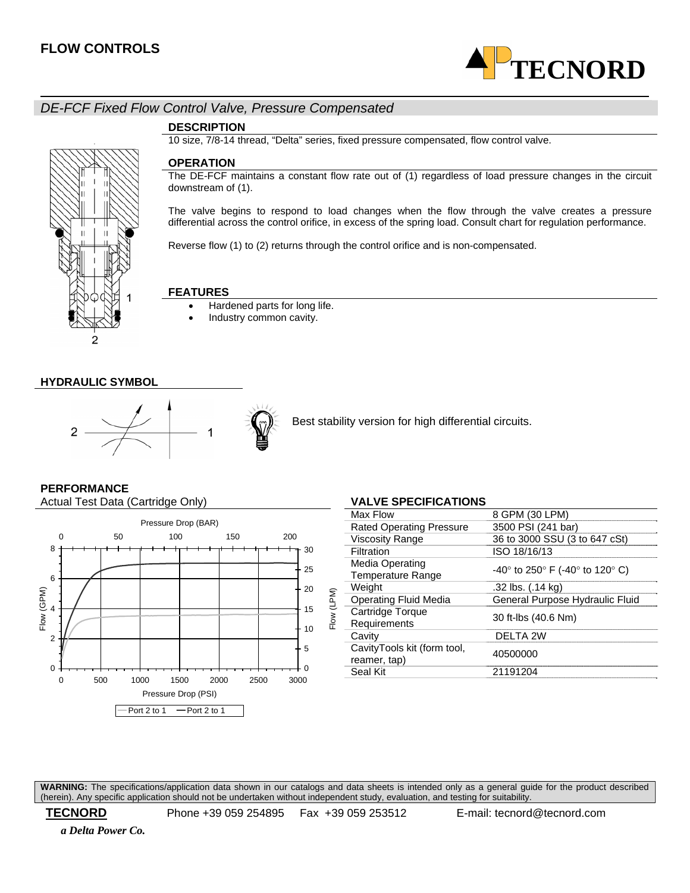## FLOW CONTROLS

### DE-FCF Fixed Flow Control Valve, Pressure Compensated

**DESCRIPTION**

10 size, 7/8-14 thread, "Delta" series, fixed pressure compensated, flow control valve.

**OPERATION**

The DE-FCF maintains a constant flow rate out of (1) regardless of load pressure changes in the circuit downstream of (1).

The valve begins to respond to load changes when the flow through the valve creates a pressure differential across the control orifice, in excess of the spring load. Consult chart for regulation performance.

Reverse flow (1) to (2) returns through the control orifice and is non-compensated.

**FEATURES**

- Hardened parts for long life.
- Industry common cavity.

**HYDRAULIC SYMBOL**

Best stability version for high differential circuits.

**PERFORMANCE**

Actual Test Data (Cartridge Only)

**VALVE SPECIFICATIONS**

| | |
|---|---|
| Max Flow | 8 GPM (30 LPM) |
| Rated Operating Pressure | 3500 PSI (241 bar) |
| Viscosity Range | 36 to 3000 SSU (3 to 647 cSt) |
| Filtration | ISO 18/16/13 |
| Media Operating Temperature Range | -40° to 250° F (-40° to 120° C) |
| Weight | .32 lbs. (.14 kg) |
| Operating Fluid Media | General Purpose Hydraulic Fluid |
| Cartridge Torque Requirements | 30 ft-lbs (40.6 Nm) |
| Cavity | DELTA 2W |
| CavityTools kit (form tool, reamer, tap) | 40500000 |
| Seal Kit | 21191204 |

**WARNING:** The specifications/application data shown in our catalogs and data sheets is intended only as a general guide for the product described (herein). Any specific application should not be undertaken without independent study, evaluation, and testing for suitability.

**TECNORD** Phone +39 059 254895 Fax +39 059 253512 E-mail: tecnord@tecnord.com

*a Delta Power Co.*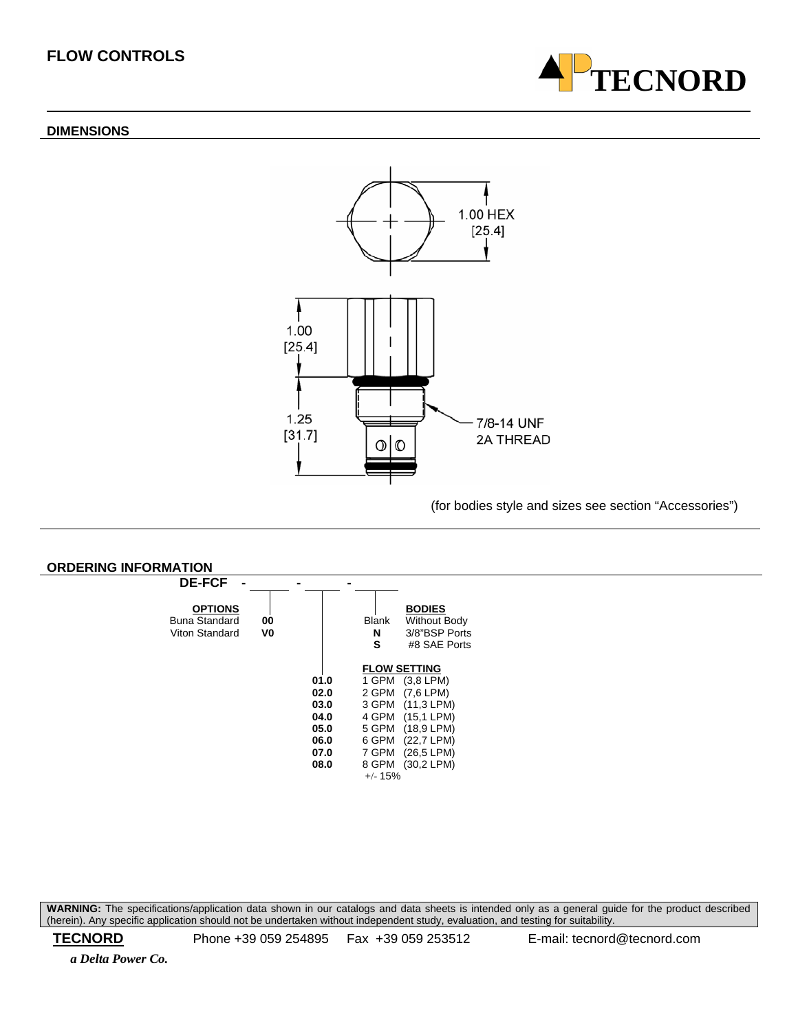## FLOW CONTROLS

TECNORD

### DIMENSIONS

1.00 HEX
[25.4]

1.00
[25.4]

1.25
[31.7]

7/8-14 UNF
2A THREAD

(for bodies style and sizes see section "Accessories")

### ORDERING INFORMATION

**DE-FCF - _____ - _____ - _____**

**OPTIONS**

| | |
|---|---|
| Buna Standard | **00** |
| Viton Standard | **V0** |

**BODIES**

| | |
|---|---|
| Blank | Without Body |
| **N** | 3/8"BSP Ports |
| **S** | #8 SAE Ports |

**FLOW SETTING**

| | |
|---|---|
| **01.0** | 1 GPM (3,8 LPM) |
| **02.0** | 2 GPM (7,6 LPM) |
| **03.0** | 3 GPM (11,3 LPM) |
| **04.0** | 4 GPM (15,1 LPM) |
| **05.0** | 5 GPM (18,9 LPM) |
| **06.0** | 6 GPM (22,7 LPM) |
| **07.0** | 7 GPM (26,5 LPM) |
| **08.0** | 8 GPM (30,2 LPM) |

+/- 15%

**WARNING:** The specifications/application data shown in our catalogs and data sheets is intended only as a general guide for the product described (herein). Any specific application should not be undertaken without independent study, evaluation, and testing for suitability.

**TECNORD** Phone +39 059 254895 Fax +39 059 253512 E-mail: tecnord@tecnord.com

*a Delta Power Co.*